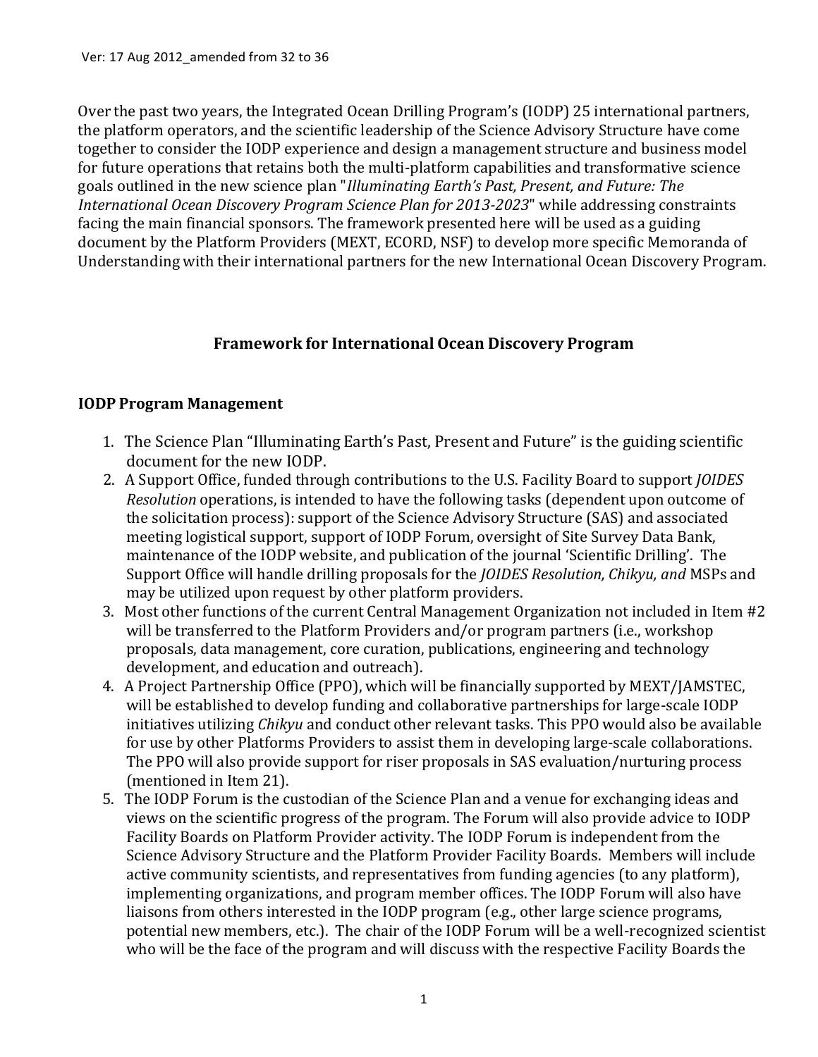Ver: 17 Aug 2012_amended from 32 to 36

Over the past two years, the Integrated Ocean Drilling Program's (IODP) 25 international partners, the platform operators, and the scientific leadership of the Science Advisory Structure have come together to consider the IODP experience and design a management structure and business model for future operations that retains both the multi-platform capabilities and transformative science goals outlined in the new science plan "*Illuminating Earth's Past, Present, and Future: The International Ocean Discovery Program Science Plan for 2013-2023*" while addressing constraints facing the main financial sponsors. The framework presented here will be used as a guiding document by the Platform Providers (MEXT, ECORD, NSF) to develop more specific Memoranda of Understanding with their international partners for the new International Ocean Discovery Program.

## Framework for International Ocean Discovery Program

### IODP Program Management

1. The Science Plan "Illuminating Earth's Past, Present and Future" is the guiding scientific document for the new IODP.
2. A Support Office, funded through contributions to the U.S. Facility Board to support *JOIDES Resolution* operations, is intended to have the following tasks (dependent upon outcome of the solicitation process): support of the Science Advisory Structure (SAS) and associated meeting logistical support, support of IODP Forum, oversight of Site Survey Data Bank, maintenance of the IODP website, and publication of the journal 'Scientific Drilling'. The Support Office will handle drilling proposals for the *JOIDES Resolution, Chikyu, and* MSPs and may be utilized upon request by other platform providers.
3. Most other functions of the current Central Management Organization not included in Item #2 will be transferred to the Platform Providers and/or program partners (i.e., workshop proposals, data management, core curation, publications, engineering and technology development, and education and outreach).
4. A Project Partnership Office (PPO), which will be financially supported by MEXT/JAMSTEC, will be established to develop funding and collaborative partnerships for large-scale IODP initiatives utilizing *Chikyu* and conduct other relevant tasks. This PPO would also be available for use by other Platforms Providers to assist them in developing large-scale collaborations. The PPO will also provide support for riser proposals in SAS evaluation/nurturing process (mentioned in Item 21).
5. The IODP Forum is the custodian of the Science Plan and a venue for exchanging ideas and views on the scientific progress of the program. The Forum will also provide advice to IODP Facility Boards on Platform Provider activity. The IODP Forum is independent from the Science Advisory Structure and the Platform Provider Facility Boards. Members will include active community scientists, and representatives from funding agencies (to any platform), implementing organizations, and program member offices. The IODP Forum will also have liaisons from others interested in the IODP program (e.g., other large science programs, potential new members, etc.). The chair of the IODP Forum will be a well-recognized scientist who will be the face of the program and will discuss with the respective Facility Boards the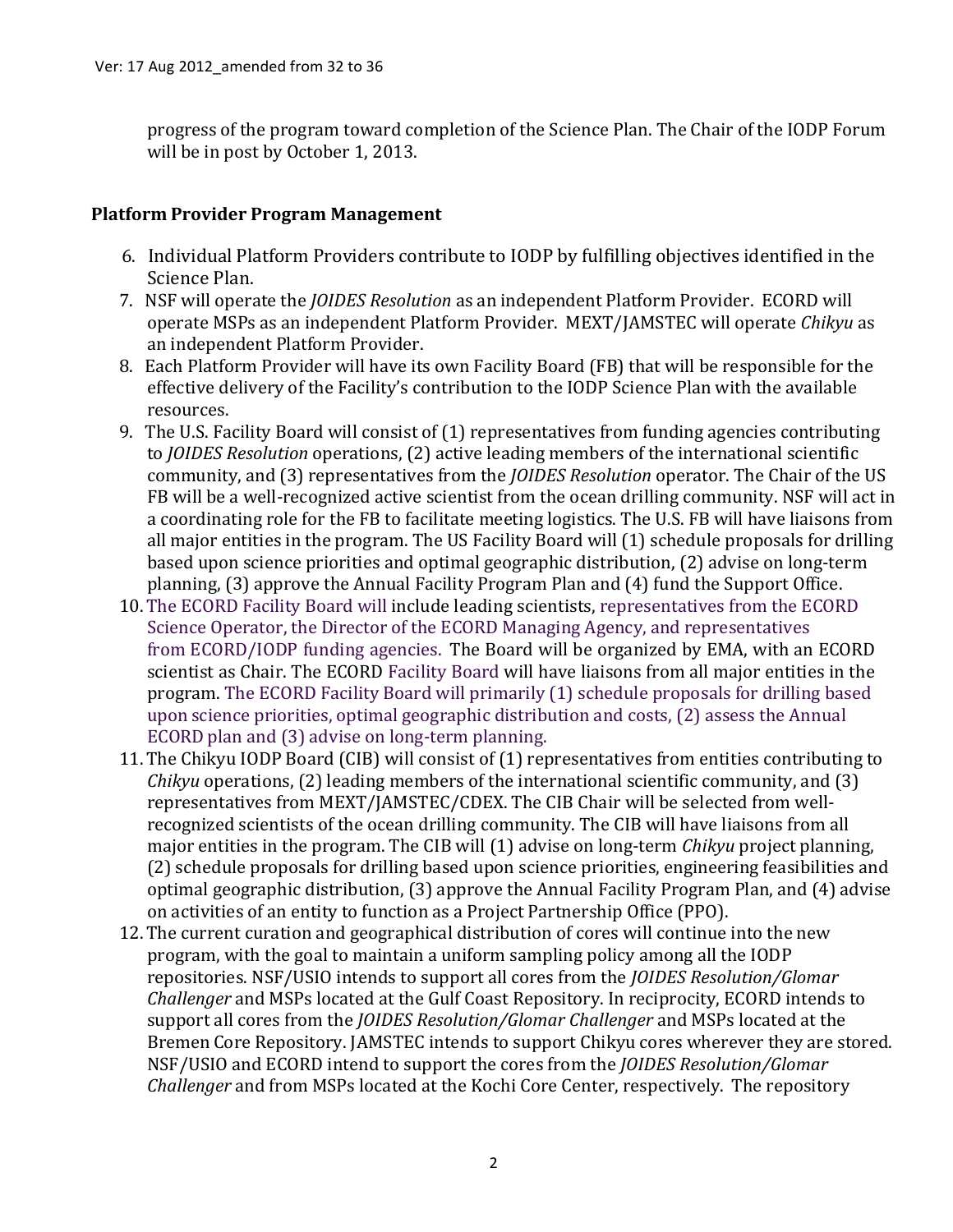progress of the program toward completion of the Science Plan. The Chair of the IODP Forum will be in post by October 1, 2013.

**Platform Provider Program Management**

6. Individual Platform Providers contribute to IODP by fulfilling objectives identified in the Science Plan.
7. NSF will operate the *JOIDES Resolution* as an independent Platform Provider. ECORD will operate MSPs as an independent Platform Provider. MEXT/JAMSTEC will operate *Chikyu* as an independent Platform Provider.
8. Each Platform Provider will have its own Facility Board (FB) that will be responsible for the effective delivery of the Facility's contribution to the IODP Science Plan with the available resources.
9. The U.S. Facility Board will consist of (1) representatives from funding agencies contributing to *JOIDES Resolution* operations, (2) active leading members of the international scientific community, and (3) representatives from the *JOIDES Resolution* operator. The Chair of the US FB will be a well-recognized active scientist from the ocean drilling community. NSF will act in a coordinating role for the FB to facilitate meeting logistics. The U.S. FB will have liaisons from all major entities in the program. The US Facility Board will (1) schedule proposals for drilling based upon science priorities and optimal geographic distribution, (2) advise on long-term planning, (3) approve the Annual Facility Program Plan and (4) fund the Support Office.
10. The ECORD Facility Board will include leading scientists, representatives from the ECORD Science Operator, the Director of the ECORD Managing Agency, and representatives from ECORD/IODP funding agencies. The Board will be organized by EMA, with an ECORD scientist as Chair. The ECORD Facility Board will have liaisons from all major entities in the program. The ECORD Facility Board will primarily (1) schedule proposals for drilling based upon science priorities, optimal geographic distribution and costs, (2) assess the Annual ECORD plan and (3) advise on long-term planning.
11. The Chikyu IODP Board (CIB) will consist of (1) representatives from entities contributing to *Chikyu* operations, (2) leading members of the international scientific community, and (3) representatives from MEXT/JAMSTEC/CDEX. The CIB Chair will be selected from well-recognized scientists of the ocean drilling community. The CIB will have liaisons from all major entities in the program. The CIB will (1) advise on long-term *Chikyu* project planning, (2) schedule proposals for drilling based upon science priorities, engineering feasibilities and optimal geographic distribution, (3) approve the Annual Facility Program Plan, and (4) advise on activities of an entity to function as a Project Partnership Office (PPO).
12. The current curation and geographical distribution of cores will continue into the new program, with the goal to maintain a uniform sampling policy among all the IODP repositories. NSF/USIO intends to support all cores from the *JOIDES Resolution/Glomar Challenger* and MSPs located at the Gulf Coast Repository. In reciprocity, ECORD intends to support all cores from the *JOIDES Resolution/Glomar Challenger* and MSPs located at the Bremen Core Repository. JAMSTEC intends to support Chikyu cores wherever they are stored. NSF/USIO and ECORD intend to support the cores from the *JOIDES Resolution/Glomar Challenger* and from MSPs located at the Kochi Core Center, respectively. The repository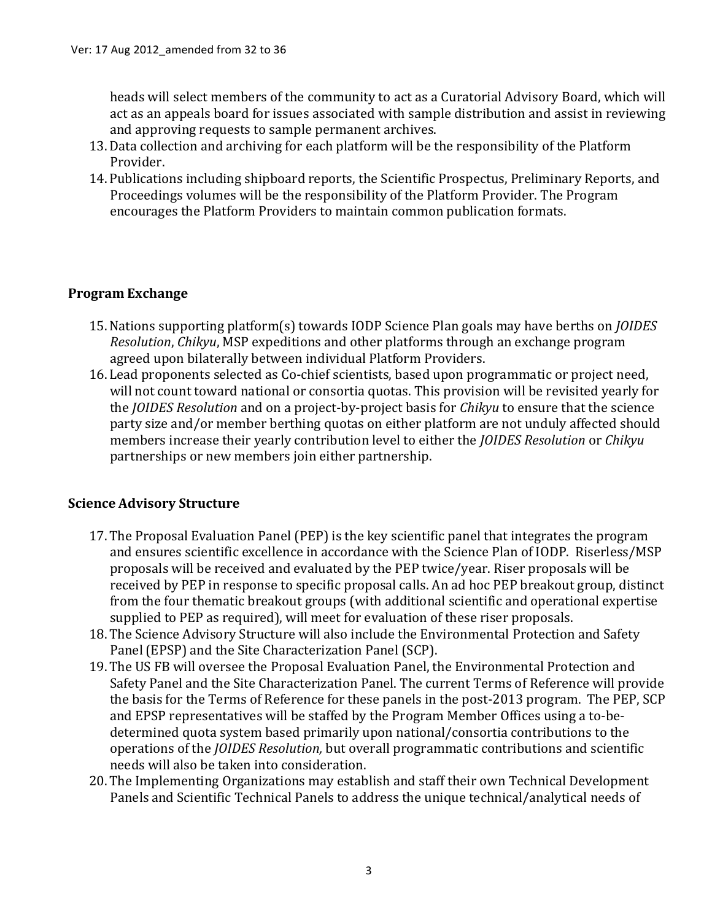heads will select members of the community to act as a Curatorial Advisory Board, which will act as an appeals board for issues associated with sample distribution and assist in reviewing and approving requests to sample permanent archives.

13. Data collection and archiving for each platform will be the responsibility of the Platform Provider.
14. Publications including shipboard reports, the Scientific Prospectus, Preliminary Reports, and Proceedings volumes will be the responsibility of the Platform Provider. The Program encourages the Platform Providers to maintain common publication formats.

## Program Exchange

15. Nations supporting platform(s) towards IODP Science Plan goals may have berths on *JOIDES Resolution*, *Chikyu*, MSP expeditions and other platforms through an exchange program agreed upon bilaterally between individual Platform Providers.
16. Lead proponents selected as Co-chief scientists, based upon programmatic or project need, will not count toward national or consortia quotas. This provision will be revisited yearly for the *JOIDES Resolution* and on a project-by-project basis for *Chikyu* to ensure that the science party size and/or member berthing quotas on either platform are not unduly affected should members increase their yearly contribution level to either the *JOIDES Resolution* or *Chikyu* partnerships or new members join either partnership.

## Science Advisory Structure

17. The Proposal Evaluation Panel (PEP) is the key scientific panel that integrates the program and ensures scientific excellence in accordance with the Science Plan of IODP. Riserless/MSP proposals will be received and evaluated by the PEP twice/year. Riser proposals will be received by PEP in response to specific proposal calls. An ad hoc PEP breakout group, distinct from the four thematic breakout groups (with additional scientific and operational expertise supplied to PEP as required), will meet for evaluation of these riser proposals.
18. The Science Advisory Structure will also include the Environmental Protection and Safety Panel (EPSP) and the Site Characterization Panel (SCP).
19. The US FB will oversee the Proposal Evaluation Panel, the Environmental Protection and Safety Panel and the Site Characterization Panel. The current Terms of Reference will provide the basis for the Terms of Reference for these panels in the post-2013 program. The PEP, SCP and EPSP representatives will be staffed by the Program Member Offices using a to-be-determined quota system based primarily upon national/consortia contributions to the operations of the *JOIDES Resolution,* but overall programmatic contributions and scientific needs will also be taken into consideration.
20. The Implementing Organizations may establish and staff their own Technical Development Panels and Scientific Technical Panels to address the unique technical/analytical needs of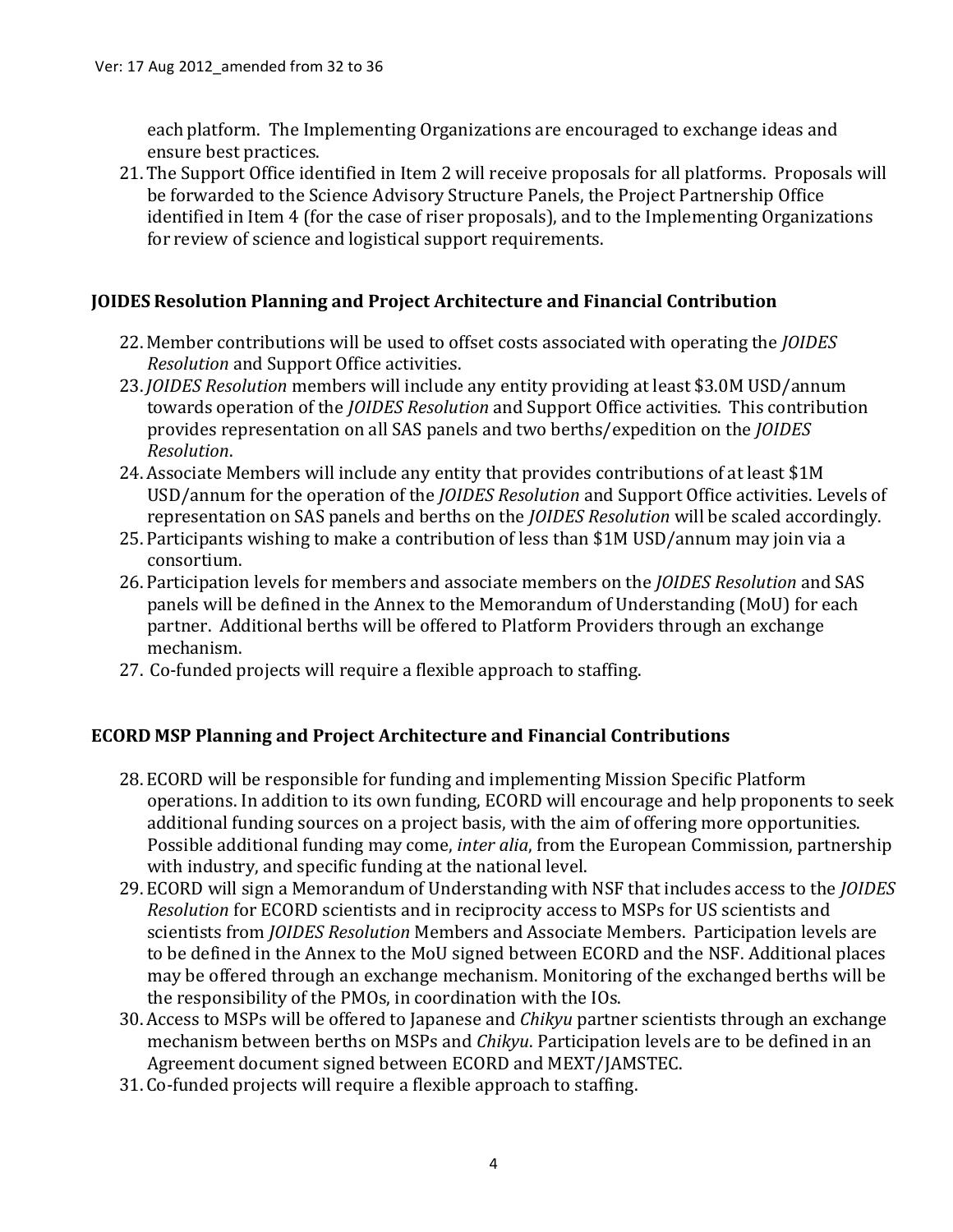each platform. The Implementing Organizations are encouraged to exchange ideas and ensure best practices.

21. The Support Office identified in Item 2 will receive proposals for all platforms. Proposals will be forwarded to the Science Advisory Structure Panels, the Project Partnership Office identified in Item 4 (for the case of riser proposals), and to the Implementing Organizations for review of science and logistical support requirements.

## JOIDES Resolution Planning and Project Architecture and Financial Contribution

22. Member contributions will be used to offset costs associated with operating the *JOIDES Resolution* and Support Office activities.
23. *JOIDES Resolution* members will include any entity providing at least $3.0M USD/annum towards operation of the *JOIDES Resolution* and Support Office activities. This contribution provides representation on all SAS panels and two berths/expedition on the *JOIDES Resolution*.
24. Associate Members will include any entity that provides contributions of at least $1M USD/annum for the operation of the *JOIDES Resolution* and Support Office activities. Levels of representation on SAS panels and berths on the *JOIDES Resolution* will be scaled accordingly.
25. Participants wishing to make a contribution of less than $1M USD/annum may join via a consortium.
26. Participation levels for members and associate members on the *JOIDES Resolution* and SAS panels will be defined in the Annex to the Memorandum of Understanding (MoU) for each partner. Additional berths will be offered to Platform Providers through an exchange mechanism.
27. Co-funded projects will require a flexible approach to staffing.

## ECORD MSP Planning and Project Architecture and Financial Contributions

28. ECORD will be responsible for funding and implementing Mission Specific Platform operations. In addition to its own funding, ECORD will encourage and help proponents to seek additional funding sources on a project basis, with the aim of offering more opportunities. Possible additional funding may come, *inter alia*, from the European Commission, partnership with industry, and specific funding at the national level.
29. ECORD will sign a Memorandum of Understanding with NSF that includes access to the *JOIDES Resolution* for ECORD scientists and in reciprocity access to MSPs for US scientists and scientists from *JOIDES Resolution* Members and Associate Members. Participation levels are to be defined in the Annex to the MoU signed between ECORD and the NSF. Additional places may be offered through an exchange mechanism. Monitoring of the exchanged berths will be the responsibility of the PMOs, in coordination with the IOs.
30. Access to MSPs will be offered to Japanese and *Chikyu* partner scientists through an exchange mechanism between berths on MSPs and *Chikyu*. Participation levels are to be defined in an Agreement document signed between ECORD and MEXT/JAMSTEC.
31. Co-funded projects will require a flexible approach to staffing.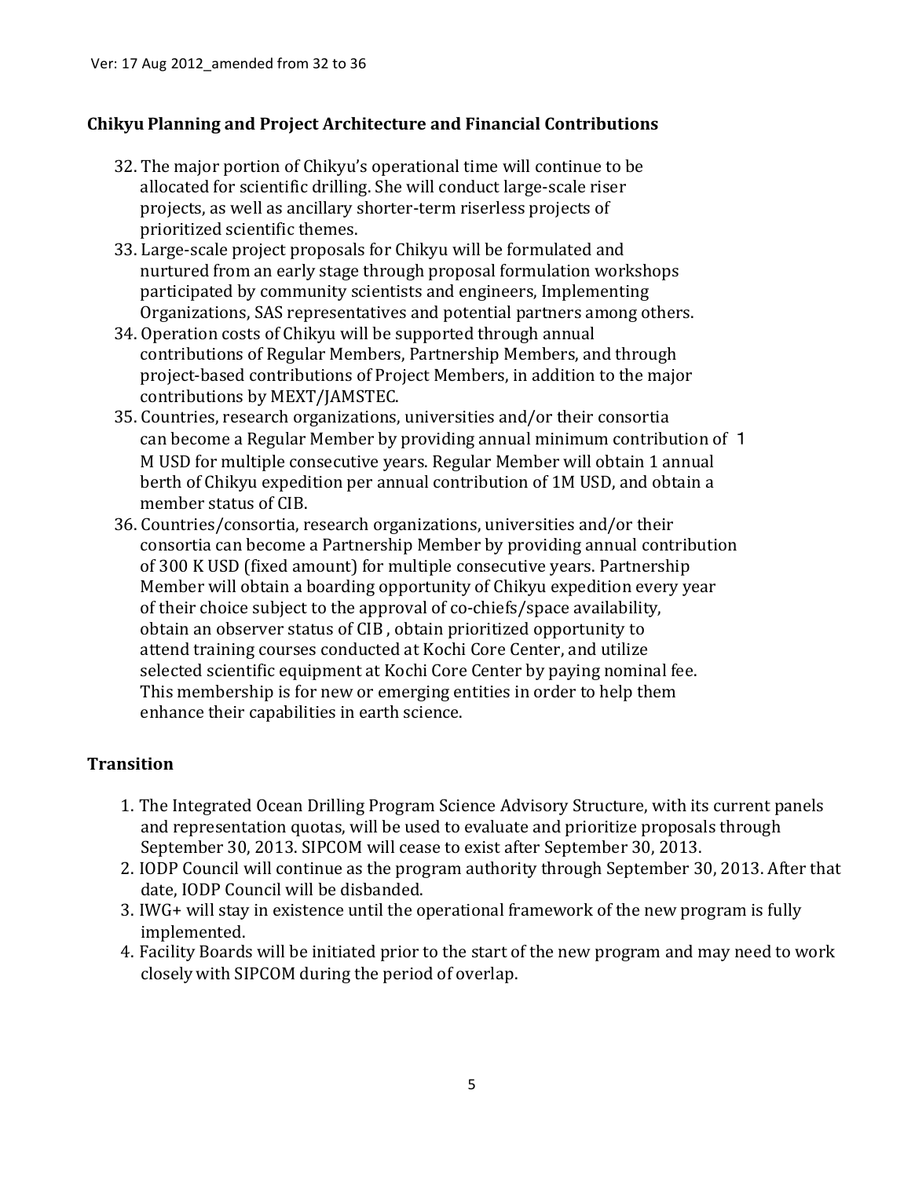Ver: 17 Aug 2012_amended from 32 to 36

**Chikyu Planning and Project Architecture and Financial Contributions**

32. The major portion of Chikyu's operational time will continue to be allocated for scientific drilling. She will conduct large-scale riser projects, as well as ancillary shorter-term riserless projects of prioritized scientific themes.
33. Large-scale project proposals for Chikyu will be formulated and nurtured from an early stage through proposal formulation workshops participated by community scientists and engineers, Implementing Organizations, SAS representatives and potential partners among others.
34. Operation costs of Chikyu will be supported through annual contributions of Regular Members, Partnership Members, and through project-based contributions of Project Members, in addition to the major contributions by MEXT/JAMSTEC.
35. Countries, research organizations, universities and/or their consortia can become a Regular Member by providing annual minimum contribution of 1 M USD for multiple consecutive years. Regular Member will obtain 1 annual berth of Chikyu expedition per annual contribution of 1M USD, and obtain a member status of CIB.
36. Countries/consortia, research organizations, universities and/or their consortia can become a Partnership Member by providing annual contribution of 300 K USD (fixed amount) for multiple consecutive years. Partnership Member will obtain a boarding opportunity of Chikyu expedition every year of their choice subject to the approval of co-chiefs/space availability, obtain an observer status of CIB , obtain prioritized opportunity to attend training courses conducted at Kochi Core Center, and utilize selected scientific equipment at Kochi Core Center by paying nominal fee. This membership is for new or emerging entities in order to help them enhance their capabilities in earth science.

**Transition**

1. The Integrated Ocean Drilling Program Science Advisory Structure, with its current panels and representation quotas, will be used to evaluate and prioritize proposals through September 30, 2013. SIPCOM will cease to exist after September 30, 2013.
2. IODP Council will continue as the program authority through September 30, 2013. After that date, IODP Council will be disbanded.
3. IWG+ will stay in existence until the operational framework of the new program is fully implemented.
4. Facility Boards will be initiated prior to the start of the new program and may need to work closely with SIPCOM during the period of overlap.